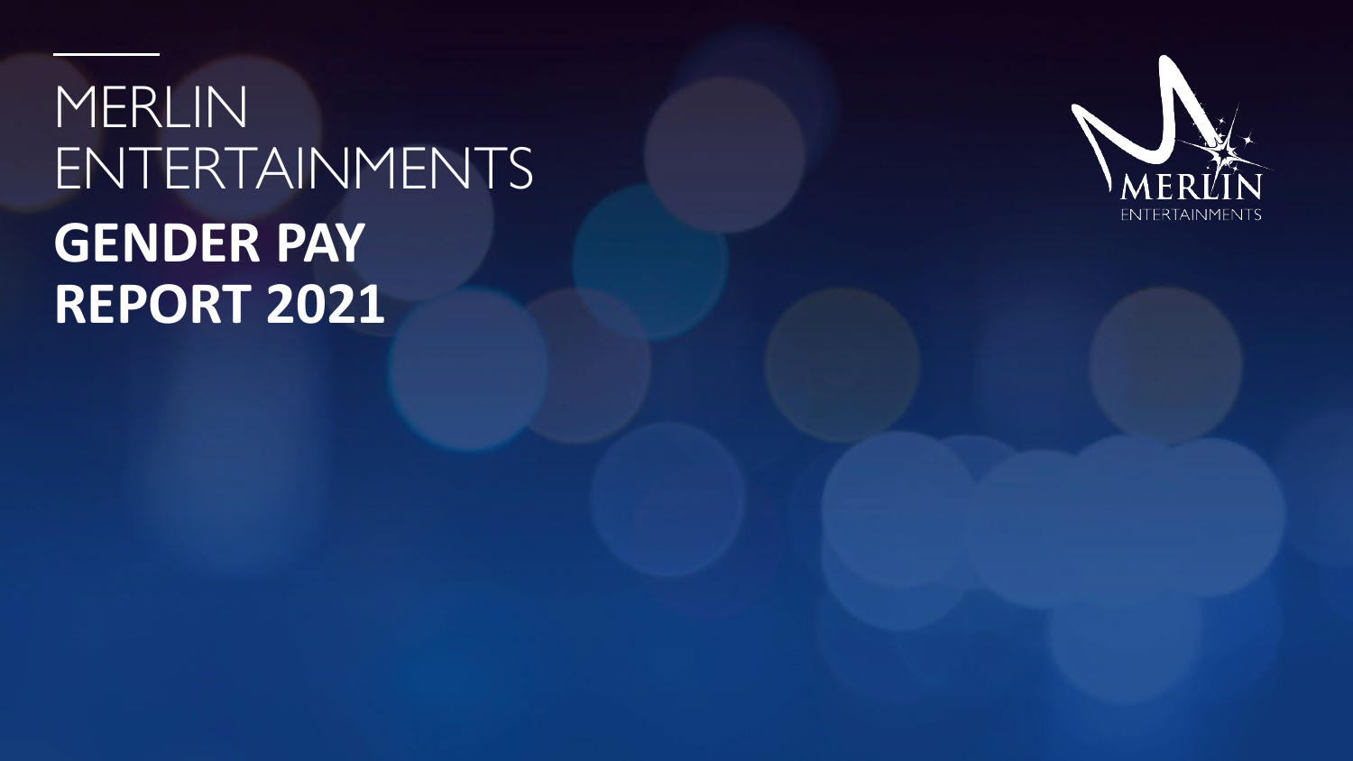# MERLIN ENTERTAINMENTS

## GENDER PAY REPORT 2021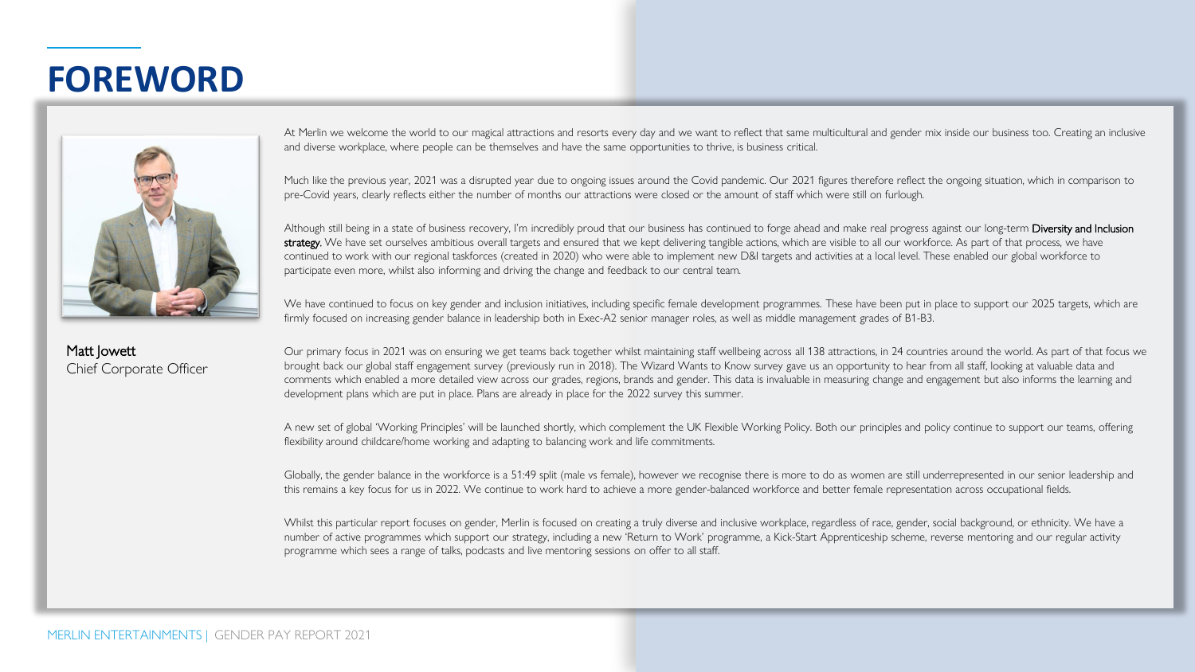# FOREWORD

**Matt Jowett**
Chief Corporate Officer

At Merlin we welcome the world to our magical attractions and resorts every day and we want to reflect that same multicultural and gender mix inside our business too. Creating an inclusive and diverse workplace, where people can be themselves and have the same opportunities to thrive, is business critical.

Much like the previous year, 2021 was a disrupted year due to ongoing issues around the Covid pandemic. Our 2021 figures therefore reflect the ongoing situation, which in comparison to pre-Covid years, clearly reflects either the number of months our attractions were closed or the amount of staff which were still on furlough.

Although still being in a state of business recovery, I'm incredibly proud that our business has continued to forge ahead and make real progress against our long-term **Diversity and Inclusion strategy**. We have set ourselves ambitious overall targets and ensured that we kept delivering tangible actions, which are visible to all our workforce. As part of that process, we have continued to work with our regional taskforces (created in 2020) who were able to implement new D&I targets and activities at a local level. These enabled our global workforce to participate even more, whilst also informing and driving the change and feedback to our central team.

We have continued to focus on key gender and inclusion initiatives, including specific female development programmes. These have been put in place to support our 2025 targets, which are firmly focused on increasing gender balance in leadership both in Exec-A2 senior manager roles, as well as middle management grades of B1-B3.

Our primary focus in 2021 was on ensuring we get teams back together whilst maintaining staff wellbeing across all 138 attractions, in 24 countries around the world. As part of that focus we brought back our global staff engagement survey (previously run in 2018). The Wizard Wants to Know survey gave us an opportunity to hear from all staff, looking at valuable data and comments which enabled a more detailed view across our grades, regions, brands and gender. This data is invaluable in measuring change and engagement but also informs the learning and development plans which are put in place. Plans are already in place for the 2022 survey this summer.

A new set of global 'Working Principles' will be launched shortly, which complement the UK Flexible Working Policy. Both our principles and policy continue to support our teams, offering flexibility around childcare/home working and adapting to balancing work and life commitments.

Globally, the gender balance in the workforce is a 51:49 split (male vs female), however we recognise there is more to do as women are still underrepresented in our senior leadership and this remains a key focus for us in 2022. We continue to work hard to achieve a more gender-balanced workforce and better female representation across occupational fields.

Whilst this particular report focuses on gender, Merlin is focused on creating a truly diverse and inclusive workplace, regardless of race, gender, social background, or ethnicity. We have a number of active programmes which support our strategy, including a new 'Return to Work' programme, a Kick-Start Apprenticeship scheme, reverse mentoring and our regular activity programme which sees a range of talks, podcasts and live mentoring sessions on offer to all staff.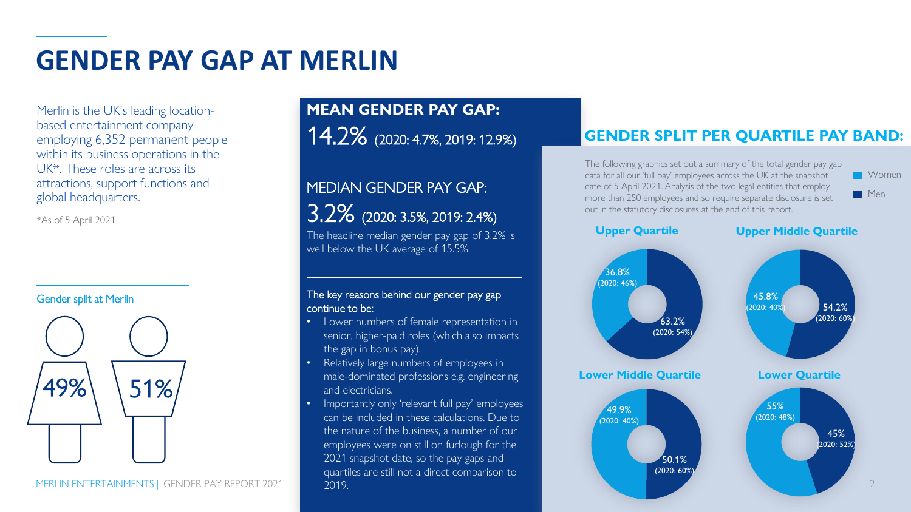# GENDER PAY GAP AT MERLIN

Merlin is the UK's leading location-based entertainment company employing 6,352 permanent people within its business operations in the UK*. These roles are across its attractions, support functions and global headquarters.

*As of 5 April 2021

Gender split at Merlin

49%

51%

## MEAN GENDER PAY GAP:

14.2% (2020: 4.7%, 2019: 12.9%)

## MEDIAN GENDER PAY GAP:

3.2% (2020: 3.5%, 2019: 2.4%)

The headline median gender pay gap of 3.2% is well below the UK average of 15.5%

The key reasons behind our gender pay gap continue to be:

- Lower numbers of female representation in senior, higher-paid roles (which also impacts the gap in bonus pay).
- Relatively large numbers of employees in male-dominated professions e.g. engineering and electricians.
- Importantly only 'relevant full pay' employees can be included in these calculations. Due to the nature of the business, a number of our employees were on still on furlough for the 2021 snapshot date, so the pay gaps and quartiles are still not a direct comparison to 2019.

## GENDER SPLIT PER QUARTILE PAY BAND:

The following graphics set out a summary of the total gender pay gap data for all our 'full pay' employees across the UK at the snapshot date of 5 April 2021. Analysis of the two legal entities that employ more than 250 employees and so require separate disclosure is set out in the statutory disclosures at the end of this report.

Women

Men

**Upper Quartile**

36.8% (2020: 46%)

63.2% (2020: 54%)

**Upper Middle Quartile**

45.8% (2020: 40%)

54.2% (2020: 60%)

**Lower Middle Quartile**

49.9% (2020: 40%)

50.1% (2020: 60%)

**Lower Quartile**

55% (2020: 48%)

45% (2020: 52%)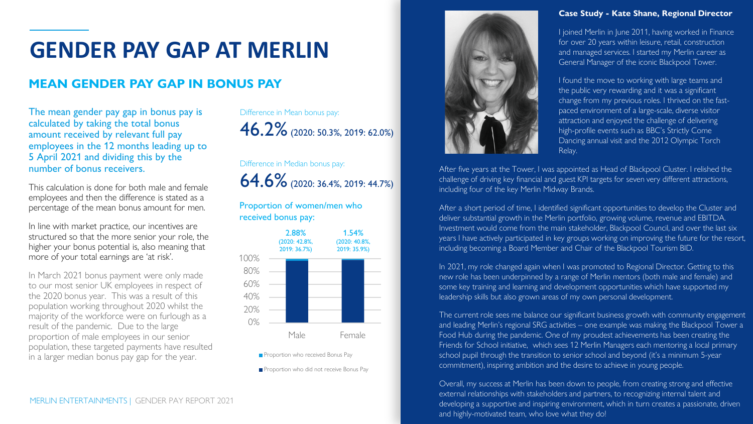# GENDER PAY GAP AT MERLIN

## MEAN GENDER PAY GAP IN BONUS PAY

The mean gender pay gap in bonus pay is calculated by taking the total bonus amount received by relevant full pay employees in the 12 months leading up to 5 April 2021 and dividing this by the number of bonus receivers.

This calculation is done for both male and female employees and then the difference is stated as a percentage of the mean bonus amount for men.

In line with market practice, our incentives are structured so that the more senior your role, the higher your bonus potential is, also meaning that more of your total earnings are 'at risk'.

In March 2021 bonus payment were only made to our most senior UK employees in respect of the 2020 bonus year. This was a result of this population working throughout 2020 whilst the majority of the workforce were on furlough as a result of the pandemic. Due to the large proportion of male employees in our senior population, these targeted payments have resulted in a larger median bonus pay gap for the year.

Difference in Mean bonus pay:

**46.2%** (2020: 50.3%, 2019: 62.0%)

Difference in Median bonus pay:

**64.6%** (2020: 36.4%, 2019: 44.7%)

**Proportion of women/men who received bonus pay:**

2.88% (2020: 42.8%, 2019: 36.7%)

1.54% (2020: 40.8%, 2019: 35.9%)

100%
80%
60%
40%
20%
0%

Male
Female

Proportion who received Bonus Pay
Proportion who did not receive Bonus Pay

### Case Study - Kate Shane, Regional Director

I joined Merlin in June 2011, having worked in Finance for over 20 years within leisure, retail, construction and managed services. I started my Merlin career as General Manager of the iconic Blackpool Tower.

I found the move to working with large teams and the public very rewarding and it was a significant change from my previous roles. I thrived on the fast-paced environment of a large-scale, diverse visitor attraction and enjoyed the challenge of delivering high-profile events such as BBC's Strictly Come Dancing annual visit and the 2012 Olympic Torch Relay.

After five years at the Tower, I was appointed as Head of Blackpool Cluster. I relished the challenge of driving key financial and guest KPI targets for seven very different attractions, including four of the key Merlin Midway Brands.

After a short period of time, I identified significant opportunities to develop the Cluster and deliver substantial growth in the Merlin portfolio, growing volume, revenue and EBITDA. Investment would come from the main stakeholder, Blackpool Council, and over the last six years I have actively participated in key groups working on improving the future for the resort, including becoming a Board Member and Chair of the Blackpool Tourism BID.

In 2021, my role changed again when I was promoted to Regional Director. Getting to this new role has been underpinned by a range of Merlin mentors (both male and female) and some key training and learning and development opportunities which have supported my leadership skills but also grown areas of my own personal development.

The current role sees me balance our significant business growth with community engagement and leading Merlin's regional SRG activities – one example was making the Blackpool Tower a Food Hub during the pandemic. One of my proudest achievements has been creating the Friends for School initiative, which sees 12 Merlin Managers each mentoring a local primary school pupil through the transition to senior school and beyond (it's a minimum 5-year commitment), inspiring ambition and the desire to achieve in young people.

Overall, my success at Merlin has been down to people, from creating strong and effective external relationships with stakeholders and partners, to recognizing internal talent and developing a supportive and inspiring environment, which in turn creates a passionate, driven and highly-motivated team, who love what they do!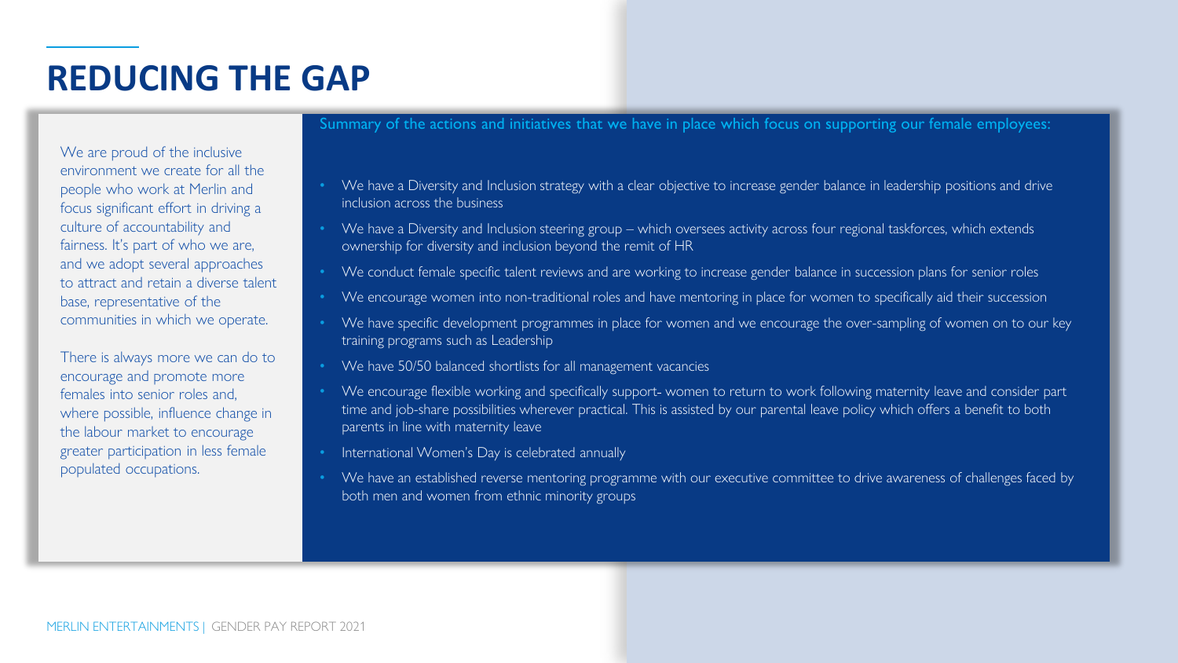# REDUCING THE GAP

We are proud of the inclusive environment we create for all the people who work at Merlin and focus significant effort in driving a culture of accountability and fairness. It's part of who we are, and we adopt several approaches to attract and retain a diverse talent base, representative of the communities in which we operate.

There is always more we can do to encourage and promote more females into senior roles and, where possible, influence change in the labour market to encourage greater participation in less female populated occupations.

Summary of the actions and initiatives that we have in place which focus on supporting our female employees:

- We have a Diversity and Inclusion strategy with a clear objective to increase gender balance in leadership positions and drive inclusion across the business
- We have a Diversity and Inclusion steering group – which oversees activity across four regional taskforces, which extends ownership for diversity and inclusion beyond the remit of HR
- We conduct female specific talent reviews and are working to increase gender balance in succession plans for senior roles
- We encourage women into non-traditional roles and have mentoring in place for women to specifically aid their succession
- We have specific development programmes in place for women and we encourage the over-sampling of women on to our key training programs such as Leadership
- We have 50/50 balanced shortlists for all management vacancies
- We encourage flexible working and specifically support- women to return to work following maternity leave and consider part time and job-share possibilities wherever practical. This is assisted by our parental leave policy which offers a benefit to both parents in line with maternity leave
- International Women's Day is celebrated annually
- We have an established reverse mentoring programme with our executive committee to drive awareness of challenges faced by both men and women from ethnic minority groups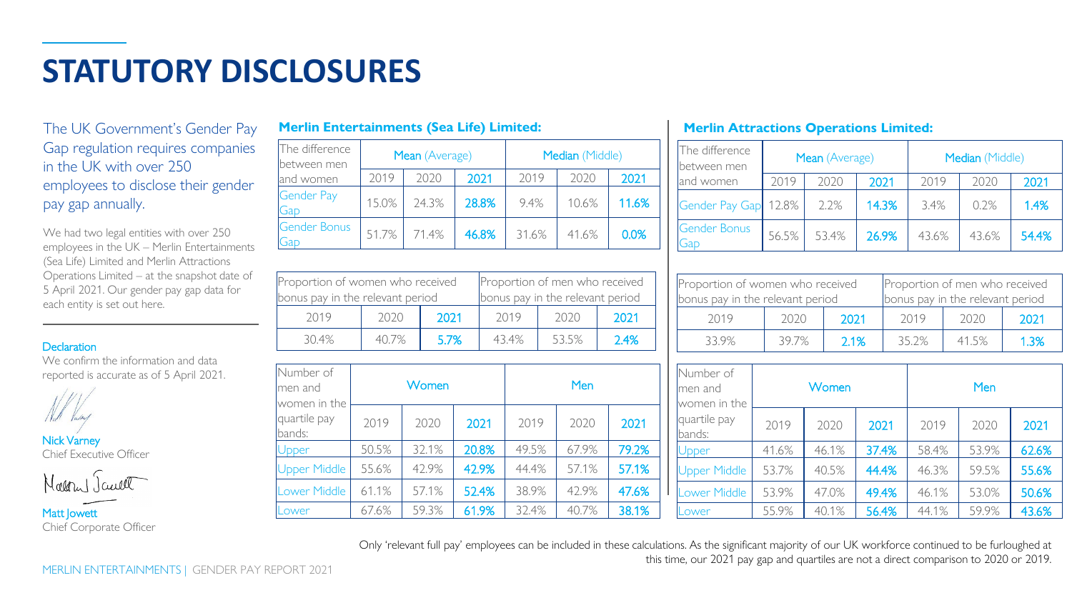# STATUTORY DISCLOSURES

The UK Government's Gender Pay Gap regulation requires companies in the UK with over 250 employees to disclose their gender pay gap annually.

We had two legal entities with over 250 employees in the UK – Merlin Entertainments (Sea Life) Limited and Merlin Attractions Operations Limited – at the snapshot date of 5 April 2021. Our gender pay gap data for each entity is set out here.

**Declaration**

We confirm the information and data reported is accurate as of 5 April 2021.

Nick Varney
Chief Executive Officer

Matt Jowett
Chief Corporate Officer

### Merlin Entertainments (Sea Life) Limited:

| The difference between men and women | Mean (Average) | | | Median (Middle) | | |
|---|---|---|---|---|---|---|
| | 2019 | 2020 | **2021** | 2019 | 2020 | **2021** |
| Gender Pay Gap | 15.0% | 24.3% | **28.8%** | 9.4% | 10.6% | **11.6%** |
| Gender Bonus Gap | 51.7% | 71.4% | **46.8%** | 31.6% | 41.6% | **0.0%** |

| Proportion of women who received bonus pay in the relevant period | | | Proportion of men who received bonus pay in the relevant period | | |
|---|---|---|---|---|---|
| 2019 | 2020 | **2021** | 2019 | 2020 | **2021** |
| 30.4% | 40.7% | **5.7%** | 43.4% | 53.5% | **2.4%** |

| Number of men and women in the quartile pay bands: | Women | | | Men | | |
|---|---|---|---|---|---|---|
| | 2019 | 2020 | **2021** | 2019 | 2020 | **2021** |
| Upper | 50.5% | 32.1% | **20.8%** | 49.5% | 67.9% | **79.2%** |
| Upper Middle | 55.6% | 42.9% | **42.9%** | 44.4% | 57.1% | **57.1%** |
| Lower Middle | 61.1% | 57.1% | **52.4%** | 38.9% | 42.9% | **47.6%** |
| Lower | 67.6% | 59.3% | **61.9%** | 32.4% | 40.7% | **38.1%** |

### Merlin Attractions Operations Limited:

| The difference between men and women | Mean (Average) | | | Median (Middle) | | |
|---|---|---|---|---|---|---|
| | 2019 | 2020 | **2021** | 2019 | 2020 | **2021** |
| Gender Pay Gap | 12.8% | 2.2% | **14.3%** | 3.4% | 0.2% | **1.4%** |
| Gender Bonus Gap | 56.5% | 53.4% | **26.9%** | 43.6% | 43.6% | **54.4%** |

| Proportion of women who received bonus pay in the relevant period | | | Proportion of men who received bonus pay in the relevant period | | |
|---|---|---|---|---|---|
| 2019 | 2020 | **2021** | 2019 | 2020 | **2021** |
| 33.9% | 39.7% | **2.1%** | 35.2% | 41.5% | **1.3%** |

| Number of men and women in the quartile pay bands: | Women | | | Men | | |
|---|---|---|---|---|---|---|
| | 2019 | 2020 | **2021** | 2019 | 2020 | **2021** |
| Upper | 41.6% | 46.1% | **37.4%** | 58.4% | 53.9% | **62.6%** |
| Upper Middle | 53.7% | 40.5% | **44.4%** | 46.3% | 59.5% | **55.6%** |
| Lower Middle | 53.9% | 47.0% | **49.4%** | 46.1% | 53.0% | **50.6%** |
| Lower | 55.9% | 40.1% | **56.4%** | 44.1% | 59.9% | **43.6%** |

Only 'relevant full pay' employees can be included in these calculations. As the significant majority of our UK workforce continued to be furloughed at this time, our 2021 pay gap and quartiles are not a direct comparison to 2020 or 2019.